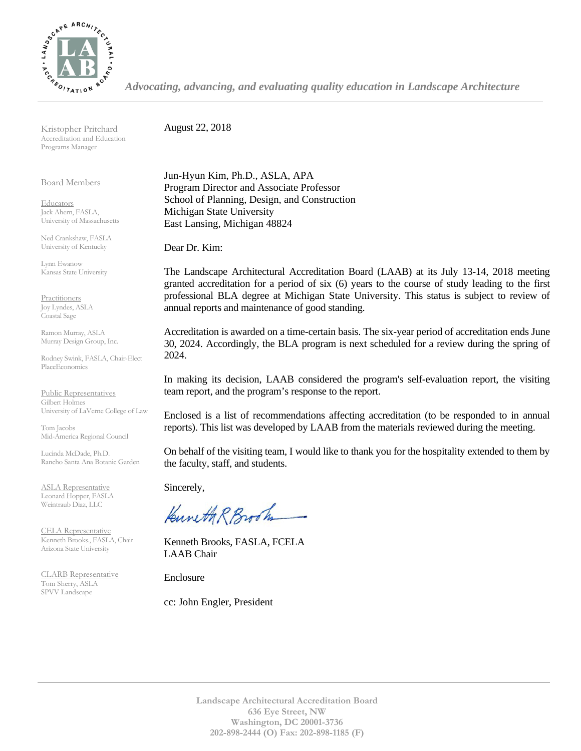*Advocating, advancing, and evaluating quality education in Landscape Architecture*

Kristopher Pritchard
Accreditation and Education Programs Manager

Board Members

Educators
Jack Ahern, FASLA, University of Massachusetts

Ned Crankshaw, FASLA
University of Kentucky

Lynn Ewanow
Kansas State University

Practitioners
Joy Lyndes, ASLA
Coastal Sage

Ramon Murray, ASLA
Murray Design Group, Inc.

Rodney Swink, FASLA, Chair-Elect
PlaceEconomics

Public Representatives
Gilbert Holmes
University of LaVerne College of Law

Tom Jacobs
Mid-America Regional Council

Lucinda McDade, Ph.D.
Rancho Santa Ana Botanic Garden

ASLA Representative
Leonard Hopper, FASLA
Weintraub Diaz, LLC

CELA Representative
Kenneth Brooks., FASLA, Chair
Arizona State University

CLARB Representative
Tom Sherry, ASLA
SPVV Landscape

August 22, 2018

Jun-Hyun Kim, Ph.D., ASLA, APA
Program Director and Associate Professor
School of Planning, Design, and Construction
Michigan State University
East Lansing, Michigan 48824

Dear Dr. Kim:

The Landscape Architectural Accreditation Board (LAAB) at its July 13-14, 2018 meeting granted accreditation for a period of six (6) years to the course of study leading to the first professional BLA degree at Michigan State University. This status is subject to review of annual reports and maintenance of good standing.

Accreditation is awarded on a time-certain basis. The six-year period of accreditation ends June 30, 2024. Accordingly, the BLA program is next scheduled for a review during the spring of 2024.

In making its decision, LAAB considered the program's self-evaluation report, the visiting team report, and the program's response to the report.

Enclosed is a list of recommendations affecting accreditation (to be responded to in annual reports). This list was developed by LAAB from the materials reviewed during the meeting.

On behalf of the visiting team, I would like to thank you for the hospitality extended to them by the faculty, staff, and students.

Sincerely,

Kenneth Brooks, FASLA, FCELA
LAAB Chair

Enclosure

cc: John Engler, President

**Landscape Architectural Accreditation Board**
**636 Eye Street, NW**
**Washington, DC 20001-3736**
**202-898-2444 (O) Fax: 202-898-1185 (F)**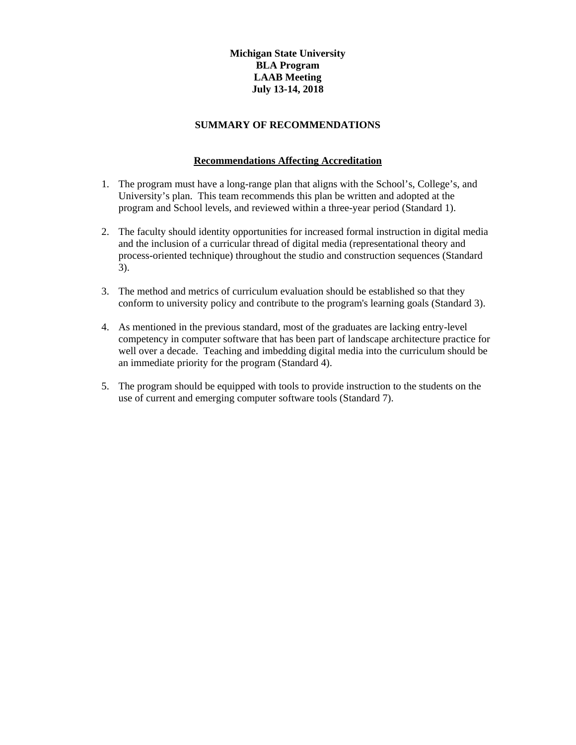**Michigan State University**
**BLA Program**
**LAAB Meeting**
**July 13-14, 2018**

## SUMMARY OF RECOMMENDATIONS

### Recommendations Affecting Accreditation

1. The program must have a long-range plan that aligns with the School's, College's, and University's plan. This team recommends this plan be written and adopted at the program and School levels, and reviewed within a three-year period (Standard 1).

2. The faculty should identity opportunities for increased formal instruction in digital media and the inclusion of a curricular thread of digital media (representational theory and process-oriented technique) throughout the studio and construction sequences (Standard 3).

3. The method and metrics of curriculum evaluation should be established so that they conform to university policy and contribute to the program's learning goals (Standard 3).

4. As mentioned in the previous standard, most of the graduates are lacking entry-level competency in computer software that has been part of landscape architecture practice for well over a decade. Teaching and imbedding digital media into the curriculum should be an immediate priority for the program (Standard 4).

5. The program should be equipped with tools to provide instruction to the students on the use of current and emerging computer software tools (Standard 7).